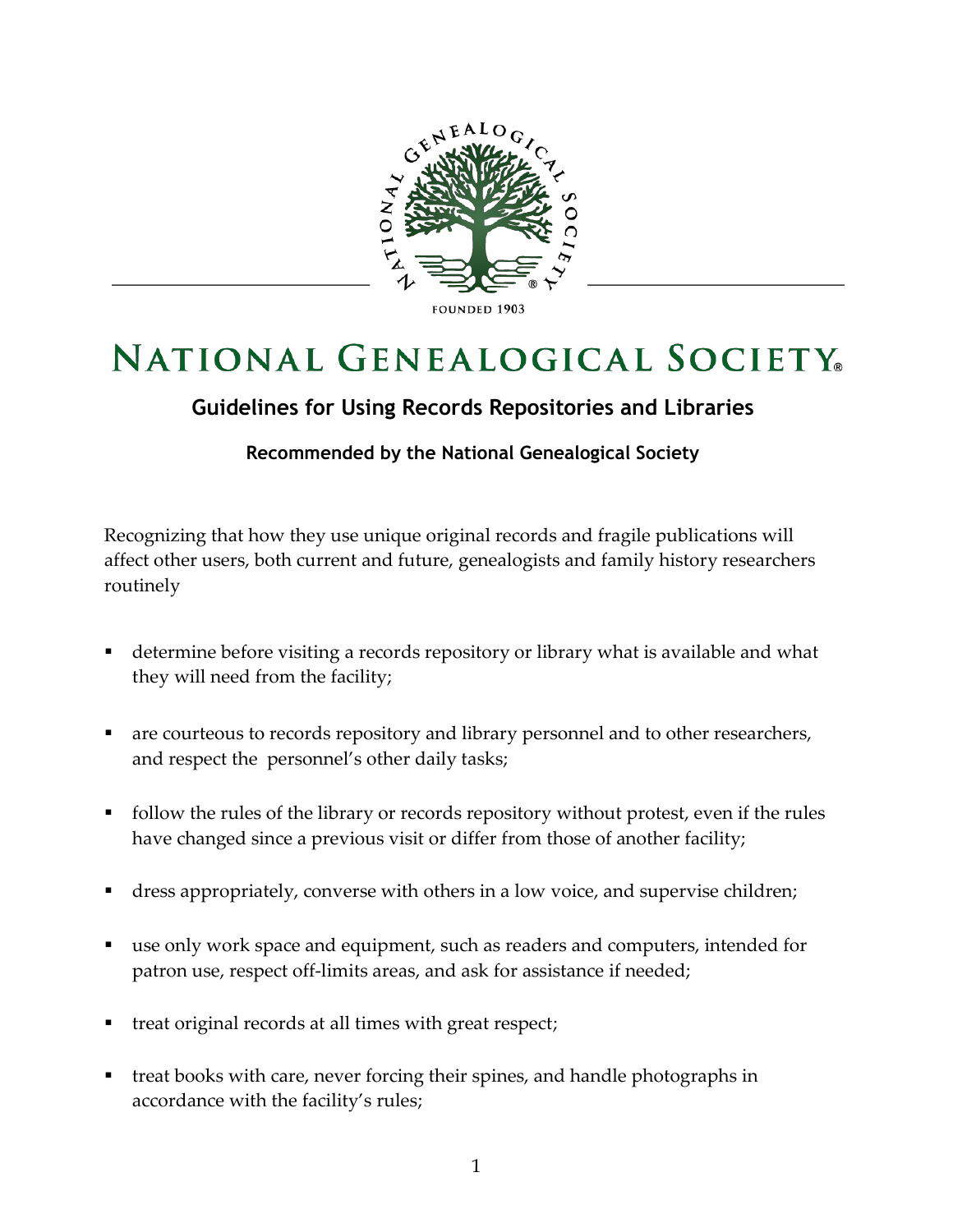NATIONAL GENEALOGICAL SOCIETY

FOUNDED 1903

# NATIONAL GENEALOGICAL SOCIETY

## Guidelines for Using Records Repositories and Libraries

### Recommended by the National Genealogical Society

Recognizing that how they use unique original records and fragile publications will affect other users, both current and future, genealogists and family history researchers routinely

- determine before visiting a records repository or library what is available and what they will need from the facility;
- are courteous to records repository and library personnel and to other researchers, and respect the personnel's other daily tasks;
- follow the rules of the library or records repository without protest, even if the rules have changed since a previous visit or differ from those of another facility;
- dress appropriately, converse with others in a low voice, and supervise children;
- use only work space and equipment, such as readers and computers, intended for patron use, respect off-limits areas, and ask for assistance if needed;
- treat original records at all times with great respect;
- treat books with care, never forcing their spines, and handle photographs in accordance with the facility's rules;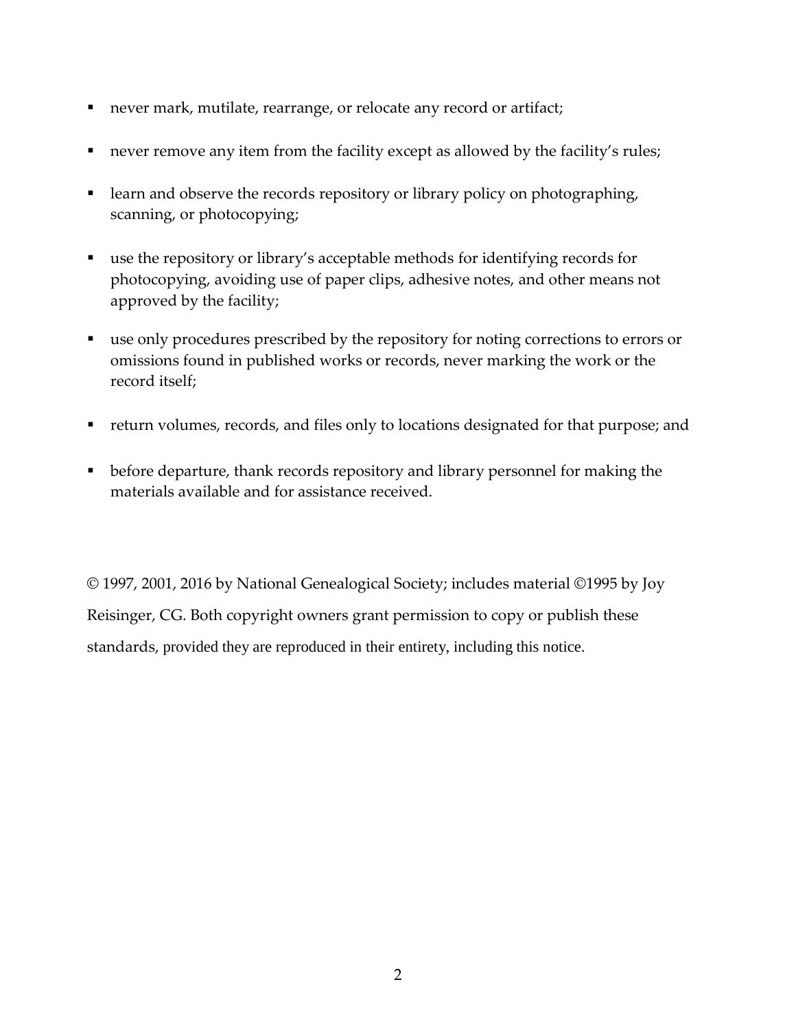- never mark, mutilate, rearrange, or relocate any record or artifact;
- never remove any item from the facility except as allowed by the facility's rules;
- learn and observe the records repository or library policy on photographing, scanning, or photocopying;
- use the repository or library's acceptable methods for identifying records for photocopying, avoiding use of paper clips, adhesive notes, and other means not approved by the facility;
- use only procedures prescribed by the repository for noting corrections to errors or omissions found in published works or records, never marking the work or the record itself;
- return volumes, records, and files only to locations designated for that purpose; and
- before departure, thank records repository and library personnel for making the materials available and for assistance received.

© 1997, 2001, 2016 by National Genealogical Society; includes material ©1995 by Joy Reisinger, CG. Both copyright owners grant permission to copy or publish these standards, provided they are reproduced in their entirety, including this notice.